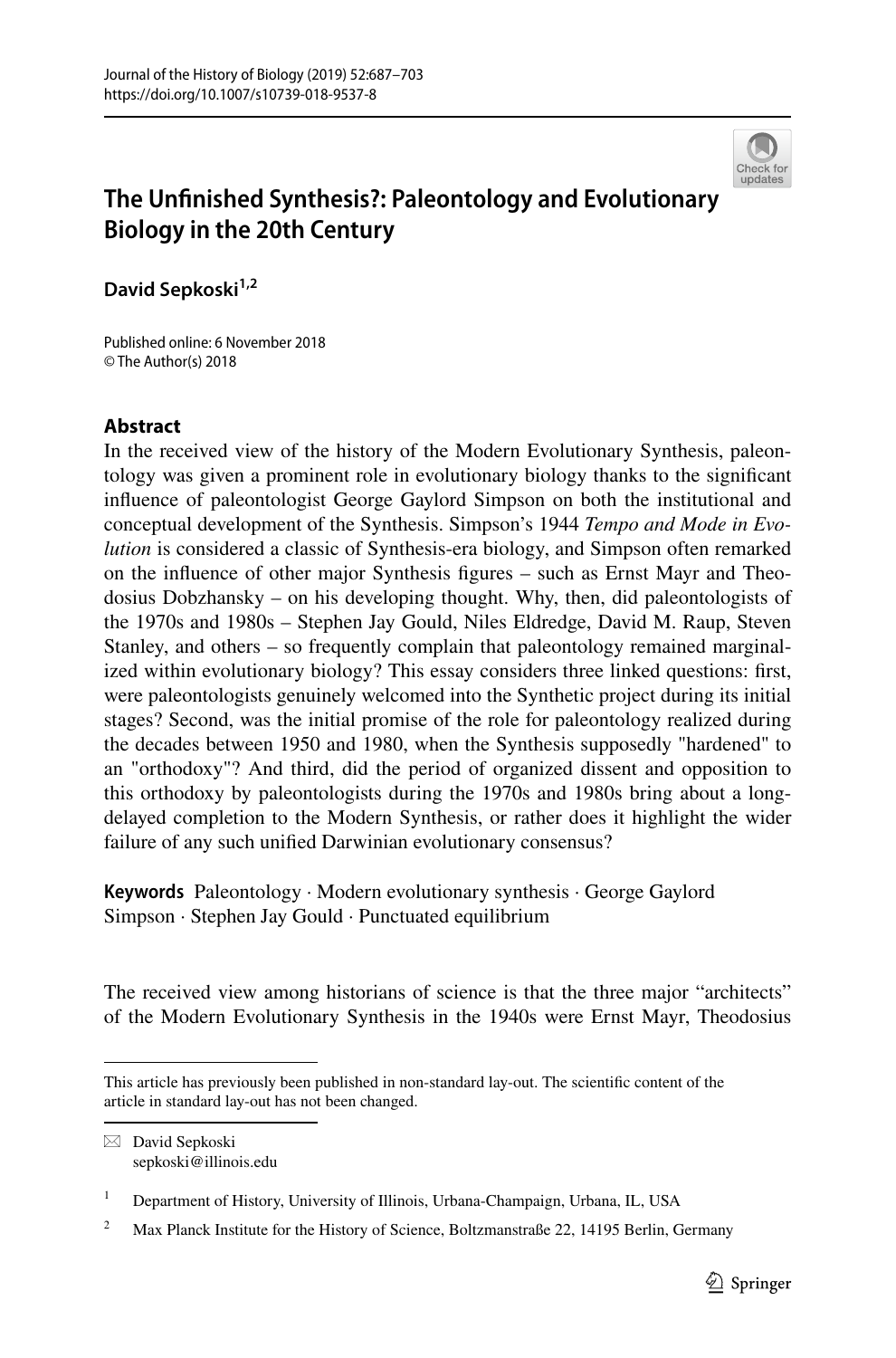# The Unfinished Synthesis?: Paleontology and Evolutionary Biology in the 20th Century

**David Sepkoski**[1,2]

Published online: 6 November 2018
© The Author(s) 2018

## Abstract

In the received view of the history of the Modern Evolutionary Synthesis, paleontology was given a prominent role in evolutionary biology thanks to the significant influence of paleontologist George Gaylord Simpson on both the institutional and conceptual development of the Synthesis. Simpson's 1944 *Tempo and Mode in Evolution* is considered a classic of Synthesis-era biology, and Simpson often remarked on the influence of other major Synthesis figures – such as Ernst Mayr and Theodosius Dobzhansky – on his developing thought. Why, then, did paleontologists of the 1970s and 1980s – Stephen Jay Gould, Niles Eldredge, David M. Raup, Steven Stanley, and others – so frequently complain that paleontology remained marginalized within evolutionary biology? This essay considers three linked questions: first, were paleontologists genuinely welcomed into the Synthetic project during its initial stages? Second, was the initial promise of the role for paleontology realized during the decades between 1950 and 1980, when the Synthesis supposedly "hardened" to an "orthodoxy"? And third, did the period of organized dissent and opposition to this orthodoxy by paleontologists during the 1970s and 1980s bring about a long-delayed completion to the Modern Synthesis, or rather does it highlight the wider failure of any such unified Darwinian evolutionary consensus?

**Keywords** Paleontology · Modern evolutionary synthesis · George Gaylord Simpson · Stephen Jay Gould · Punctuated equilibrium

The received view among historians of science is that the three major "architects" of the Modern Evolutionary Synthesis in the 1940s were Ernst Mayr, Theodosius

---

This article has previously been published in non-standard lay-out. The scientific content of the article in standard lay-out has not been changed.

✉ David Sepkoski
sepkoski@illinois.edu

[1] Department of History, University of Illinois, Urbana-Champaign, Urbana, IL, USA

[2] Max Planck Institute for the History of Science, Boltzmanstraße 22, 14195 Berlin, Germany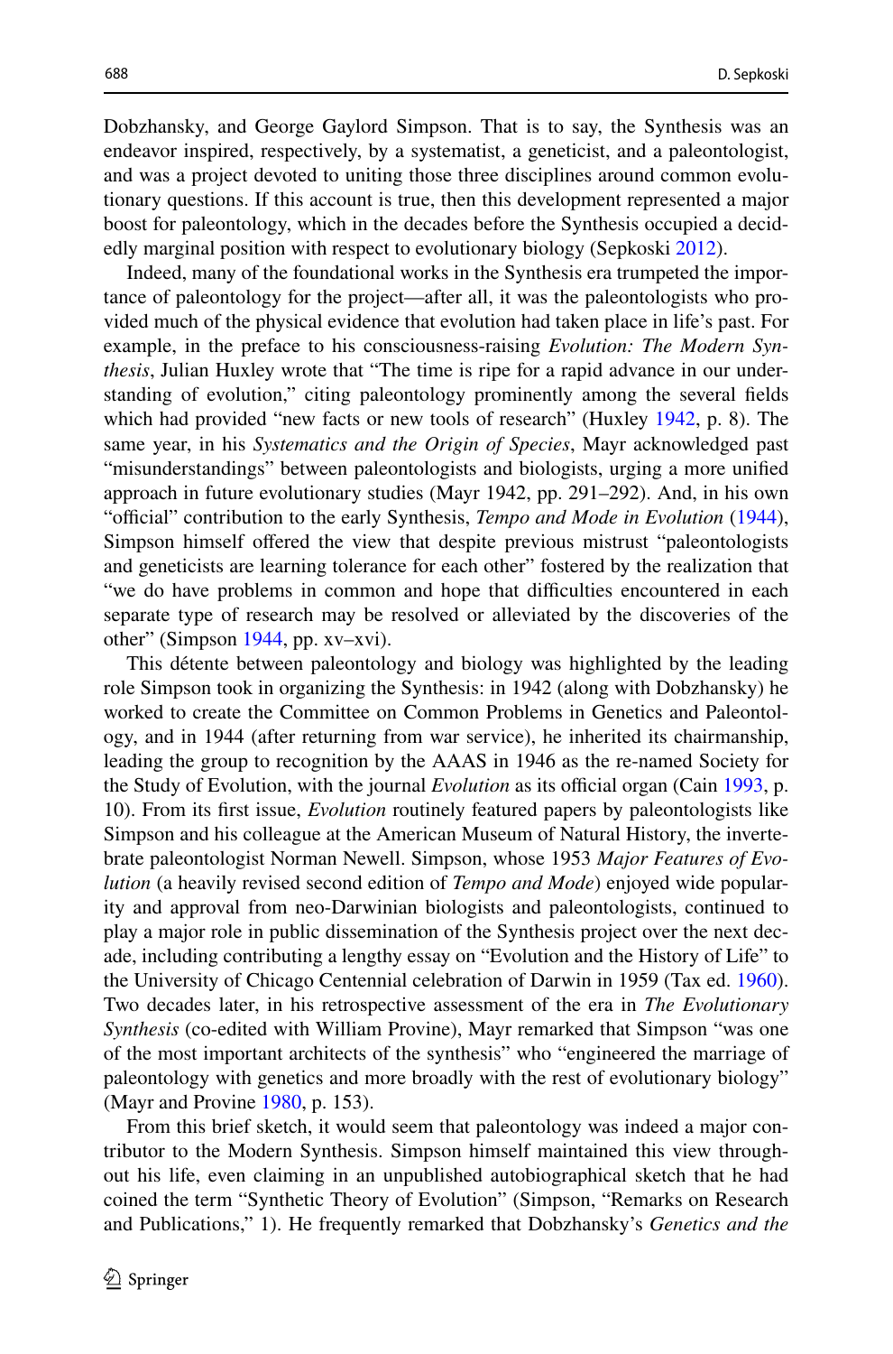Dobzhansky, and George Gaylord Simpson. That is to say, the Synthesis was an endeavor inspired, respectively, by a systematist, a geneticist, and a paleontologist, and was a project devoted to uniting those three disciplines around common evolutionary questions. If this account is true, then this development represented a major boost for paleontology, which in the decades before the Synthesis occupied a decidedly marginal position with respect to evolutionary biology (Sepkoski 2012).

Indeed, many of the foundational works in the Synthesis era trumpeted the importance of paleontology for the project—after all, it was the paleontologists who provided much of the physical evidence that evolution had taken place in life's past. For example, in the preface to his consciousness-raising *Evolution: The Modern Synthesis*, Julian Huxley wrote that "The time is ripe for a rapid advance in our understanding of evolution," citing paleontology prominently among the several fields which had provided "new facts or new tools of research" (Huxley 1942, p. 8). The same year, in his *Systematics and the Origin of Species*, Mayr acknowledged past "misunderstandings" between paleontologists and biologists, urging a more unified approach in future evolutionary studies (Mayr 1942, pp. 291–292). And, in his own "official" contribution to the early Synthesis, *Tempo and Mode in Evolution* (1944), Simpson himself offered the view that despite previous mistrust "paleontologists and geneticists are learning tolerance for each other" fostered by the realization that "we do have problems in common and hope that difficulties encountered in each separate type of research may be resolved or alleviated by the discoveries of the other" (Simpson 1944, pp. xv–xvi).

This détente between paleontology and biology was highlighted by the leading role Simpson took in organizing the Synthesis: in 1942 (along with Dobzhansky) he worked to create the Committee on Common Problems in Genetics and Paleontology, and in 1944 (after returning from war service), he inherited its chairmanship, leading the group to recognition by the AAAS in 1946 as the re-named Society for the Study of Evolution, with the journal *Evolution* as its official organ (Cain 1993, p. 10). From its first issue, *Evolution* routinely featured papers by paleontologists like Simpson and his colleague at the American Museum of Natural History, the invertebrate paleontologist Norman Newell. Simpson, whose 1953 *Major Features of Evolution* (a heavily revised second edition of *Tempo and Mode*) enjoyed wide popularity and approval from neo-Darwinian biologists and paleontologists, continued to play a major role in public dissemination of the Synthesis project over the next decade, including contributing a lengthy essay on "Evolution and the History of Life" to the University of Chicago Centennial celebration of Darwin in 1959 (Tax ed. 1960). Two decades later, in his retrospective assessment of the era in *The Evolutionary Synthesis* (co-edited with William Provine), Mayr remarked that Simpson "was one of the most important architects of the synthesis" who "engineered the marriage of paleontology with genetics and more broadly with the rest of evolutionary biology" (Mayr and Provine 1980, p. 153).

From this brief sketch, it would seem that paleontology was indeed a major contributor to the Modern Synthesis. Simpson himself maintained this view throughout his life, even claiming in an unpublished autobiographical sketch that he had coined the term "Synthetic Theory of Evolution" (Simpson, "Remarks on Research and Publications," 1). He frequently remarked that Dobzhansky's *Genetics and the*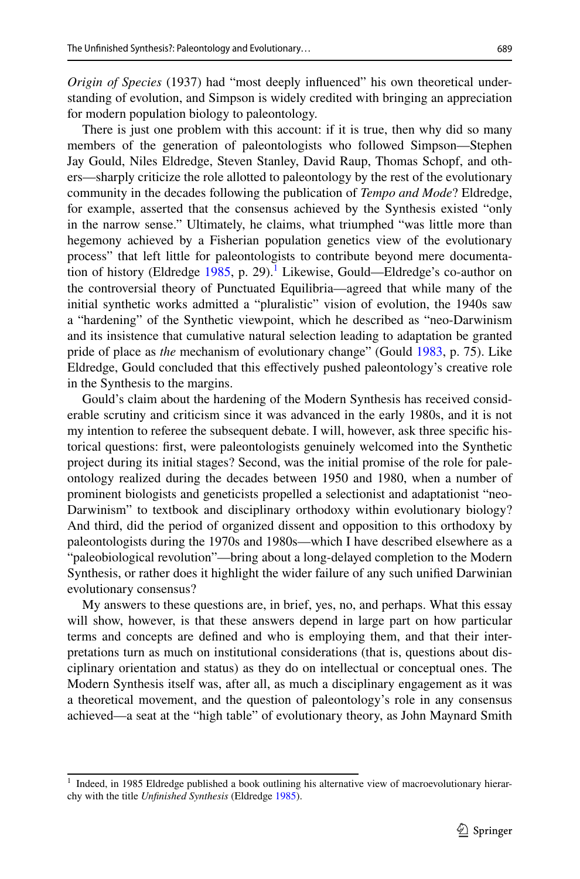*Origin of Species* (1937) had "most deeply influenced" his own theoretical understanding of evolution, and Simpson is widely credited with bringing an appreciation for modern population biology to paleontology.

There is just one problem with this account: if it is true, then why did so many members of the generation of paleontologists who followed Simpson—Stephen Jay Gould, Niles Eldredge, Steven Stanley, David Raup, Thomas Schopf, and others—sharply criticize the role allotted to paleontology by the rest of the evolutionary community in the decades following the publication of *Tempo and Mode*? Eldredge, for example, asserted that the consensus achieved by the Synthesis existed "only in the narrow sense." Ultimately, he claims, what triumphed "was little more than hegemony achieved by a Fisherian population genetics view of the evolutionary process" that left little for paleontologists to contribute beyond mere documentation of history (Eldredge 1985, p. 29).[1] Likewise, Gould—Eldredge's co-author on the controversial theory of Punctuated Equilibria—agreed that while many of the initial synthetic works admitted a "pluralistic" vision of evolution, the 1940s saw a "hardening" of the Synthetic viewpoint, which he described as "neo-Darwinism and its insistence that cumulative natural selection leading to adaptation be granted pride of place as *the* mechanism of evolutionary change" (Gould 1983, p. 75). Like Eldredge, Gould concluded that this effectively pushed paleontology's creative role in the Synthesis to the margins.

Gould's claim about the hardening of the Modern Synthesis has received considerable scrutiny and criticism since it was advanced in the early 1980s, and it is not my intention to referee the subsequent debate. I will, however, ask three specific historical questions: first, were paleontologists genuinely welcomed into the Synthetic project during its initial stages? Second, was the initial promise of the role for paleontology realized during the decades between 1950 and 1980, when a number of prominent biologists and geneticists propelled a selectionist and adaptationist "neo-Darwinism" to textbook and disciplinary orthodoxy within evolutionary biology? And third, did the period of organized dissent and opposition to this orthodoxy by paleontologists during the 1970s and 1980s—which I have described elsewhere as a "paleobiological revolution"—bring about a long-delayed completion to the Modern Synthesis, or rather does it highlight the wider failure of any such unified Darwinian evolutionary consensus?

My answers to these questions are, in brief, yes, no, and perhaps. What this essay will show, however, is that these answers depend in large part on how particular terms and concepts are defined and who is employing them, and that their interpretations turn as much on institutional considerations (that is, questions about disciplinary orientation and status) as they do on intellectual or conceptual ones. The Modern Synthesis itself was, after all, as much a disciplinary engagement as it was a theoretical movement, and the question of paleontology's role in any consensus achieved—a seat at the "high table" of evolutionary theory, as John Maynard Smith

[1] Indeed, in 1985 Eldredge published a book outlining his alternative view of macroevolutionary hierarchy with the title *Unfinished Synthesis* (Eldredge 1985).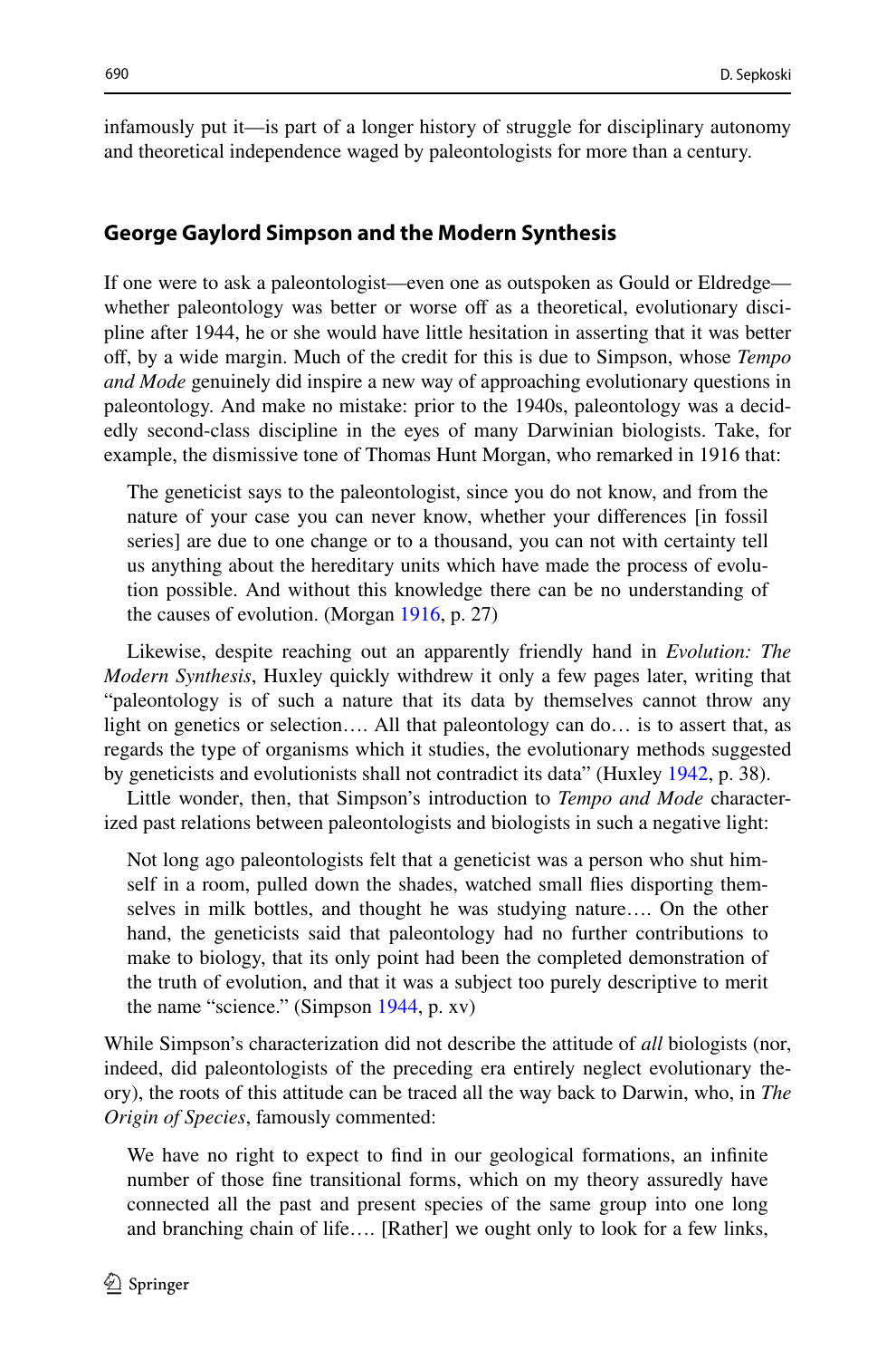infamously put it—is part of a longer history of struggle for disciplinary autonomy and theoretical independence waged by paleontologists for more than a century.

## George Gaylord Simpson and the Modern Synthesis

If one were to ask a paleontologist—even one as outspoken as Gould or Eldredge—whether paleontology was better or worse off as a theoretical, evolutionary discipline after 1944, he or she would have little hesitation in asserting that it was better off, by a wide margin. Much of the credit for this is due to Simpson, whose *Tempo and Mode* genuinely did inspire a new way of approaching evolutionary questions in paleontology. And make no mistake: prior to the 1940s, paleontology was a decidedly second-class discipline in the eyes of many Darwinian biologists. Take, for example, the dismissive tone of Thomas Hunt Morgan, who remarked in 1916 that:

> The geneticist says to the paleontologist, since you do not know, and from the nature of your case you can never know, whether your differences [in fossil series] are due to one change or to a thousand, you can not with certainty tell us anything about the hereditary units which have made the process of evolution possible. And without this knowledge there can be no understanding of the causes of evolution. (Morgan 1916, p. 27)

Likewise, despite reaching out an apparently friendly hand in *Evolution: The Modern Synthesis*, Huxley quickly withdrew it only a few pages later, writing that "paleontology is of such a nature that its data by themselves cannot throw any light on genetics or selection…. All that paleontology can do… is to assert that, as regards the type of organisms which it studies, the evolutionary methods suggested by geneticists and evolutionists shall not contradict its data" (Huxley 1942, p. 38).

Little wonder, then, that Simpson's introduction to *Tempo and Mode* characterized past relations between paleontologists and biologists in such a negative light:

> Not long ago paleontologists felt that a geneticist was a person who shut himself in a room, pulled down the shades, watched small flies disporting themselves in milk bottles, and thought he was studying nature…. On the other hand, the geneticists said that paleontology had no further contributions to make to biology, that its only point had been the completed demonstration of the truth of evolution, and that it was a subject too purely descriptive to merit the name "science." (Simpson 1944, p. xv)

While Simpson's characterization did not describe the attitude of *all* biologists (nor, indeed, did paleontologists of the preceding era entirely neglect evolutionary theory), the roots of this attitude can be traced all the way back to Darwin, who, in *The Origin of Species*, famously commented:

> We have no right to expect to find in our geological formations, an infinite number of those fine transitional forms, which on my theory assuredly have connected all the past and present species of the same group into one long and branching chain of life…. [Rather] we ought only to look for a few links,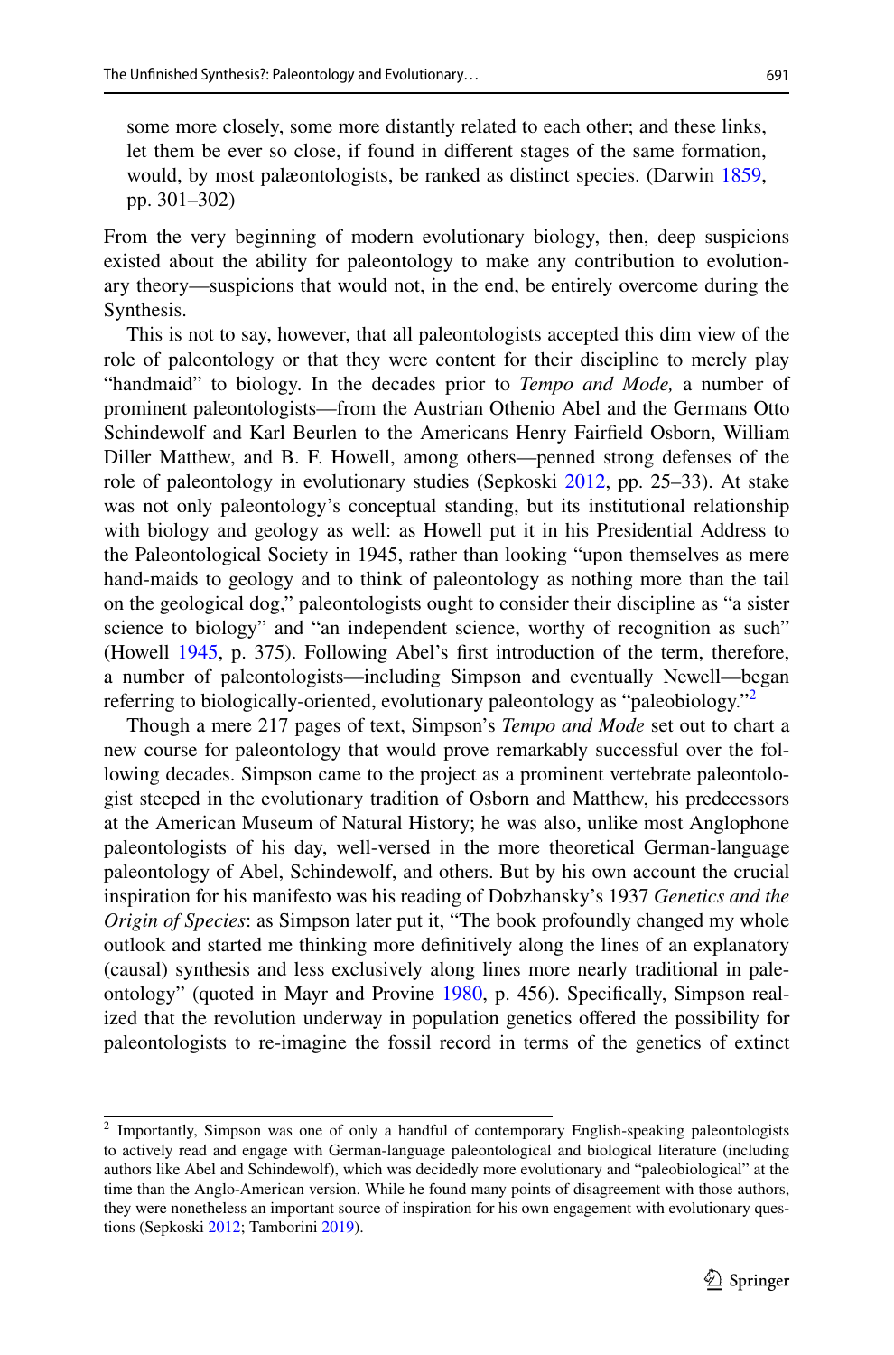> some more closely, some more distantly related to each other; and these links, let them be ever so close, if found in different stages of the same formation, would, by most palæontologists, be ranked as distinct species. (Darwin 1859, pp. 301–302)

From the very beginning of modern evolutionary biology, then, deep suspicions existed about the ability for paleontology to make any contribution to evolutionary theory—suspicions that would not, in the end, be entirely overcome during the Synthesis.

This is not to say, however, that all paleontologists accepted this dim view of the role of paleontology or that they were content for their discipline to merely play "handmaid" to biology. In the decades prior to *Tempo and Mode,* a number of prominent paleontologists—from the Austrian Othenio Abel and the Germans Otto Schindewolf and Karl Beurlen to the Americans Henry Fairfield Osborn, William Diller Matthew, and B. F. Howell, among others—penned strong defenses of the role of paleontology in evolutionary studies (Sepkoski 2012, pp. 25–33). At stake was not only paleontology's conceptual standing, but its institutional relationship with biology and geology as well: as Howell put it in his Presidential Address to the Paleontological Society in 1945, rather than looking "upon themselves as mere hand-maids to geology and to think of paleontology as nothing more than the tail on the geological dog," paleontologists ought to consider their discipline as "a sister science to biology" and "an independent science, worthy of recognition as such" (Howell 1945, p. 375). Following Abel's first introduction of the term, therefore, a number of paleontologists—including Simpson and eventually Newell—began referring to biologically-oriented, evolutionary paleontology as "paleobiology."[2]

Though a mere 217 pages of text, Simpson's *Tempo and Mode* set out to chart a new course for paleontology that would prove remarkably successful over the following decades. Simpson came to the project as a prominent vertebrate paleontologist steeped in the evolutionary tradition of Osborn and Matthew, his predecessors at the American Museum of Natural History; he was also, unlike most Anglophone paleontologists of his day, well-versed in the more theoretical German-language paleontology of Abel, Schindewolf, and others. But by his own account the crucial inspiration for his manifesto was his reading of Dobzhansky's 1937 *Genetics and the Origin of Species*: as Simpson later put it, "The book profoundly changed my whole outlook and started me thinking more definitively along the lines of an explanatory (causal) synthesis and less exclusively along lines more nearly traditional in paleontology" (quoted in Mayr and Provine 1980, p. 456). Specifically, Simpson realized that the revolution underway in population genetics offered the possibility for paleontologists to re-imagine the fossil record in terms of the genetics of extinct

---

[2] Importantly, Simpson was one of only a handful of contemporary English-speaking paleontologists to actively read and engage with German-language paleontological and biological literature (including authors like Abel and Schindewolf), which was decidedly more evolutionary and "paleobiological" at the time than the Anglo-American version. While he found many points of disagreement with those authors, they were nonetheless an important source of inspiration for his own engagement with evolutionary questions (Sepkoski 2012; Tamborini 2019).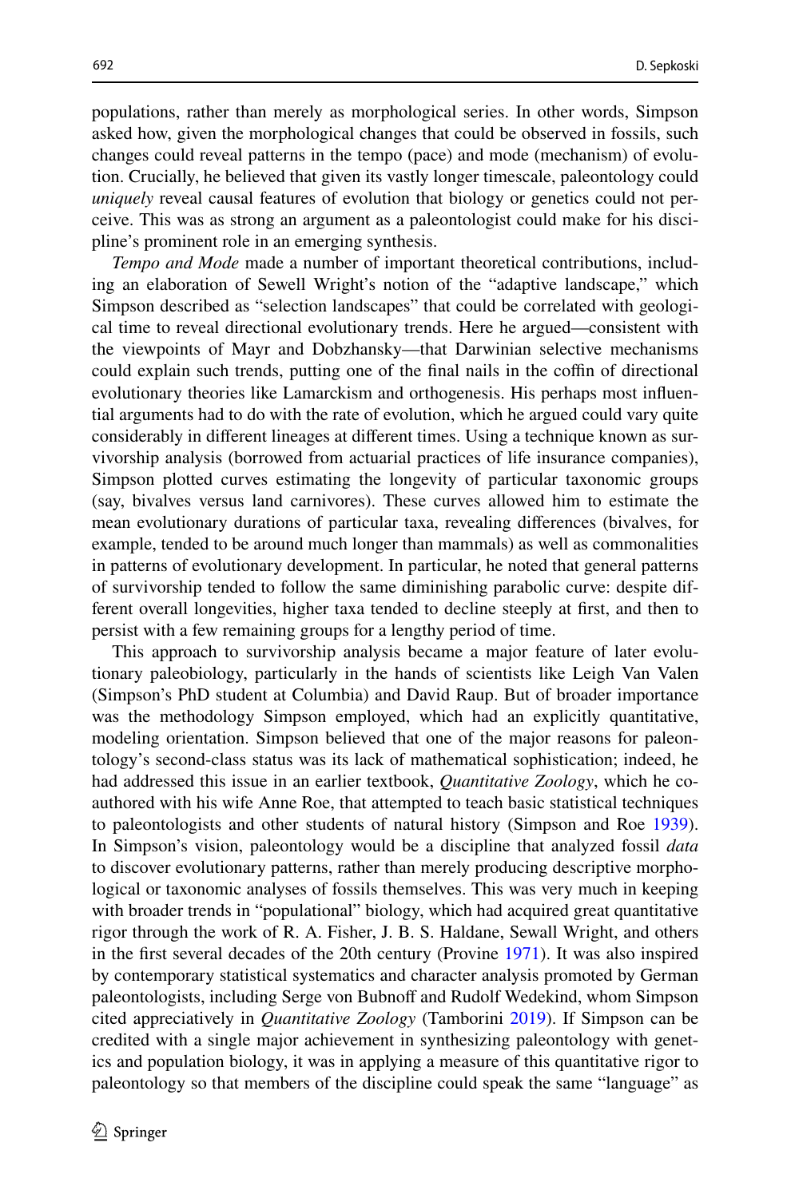populations, rather than merely as morphological series. In other words, Simpson asked how, given the morphological changes that could be observed in fossils, such changes could reveal patterns in the tempo (pace) and mode (mechanism) of evolution. Crucially, he believed that given its vastly longer timescale, paleontology could *uniquely* reveal causal features of evolution that biology or genetics could not perceive. This was as strong an argument as a paleontologist could make for his discipline's prominent role in an emerging synthesis.

*Tempo and Mode* made a number of important theoretical contributions, including an elaboration of Sewell Wright's notion of the "adaptive landscape," which Simpson described as "selection landscapes" that could be correlated with geological time to reveal directional evolutionary trends. Here he argued—consistent with the viewpoints of Mayr and Dobzhansky—that Darwinian selective mechanisms could explain such trends, putting one of the final nails in the coffin of directional evolutionary theories like Lamarckism and orthogenesis. His perhaps most influential arguments had to do with the rate of evolution, which he argued could vary quite considerably in different lineages at different times. Using a technique known as survivorship analysis (borrowed from actuarial practices of life insurance companies), Simpson plotted curves estimating the longevity of particular taxonomic groups (say, bivalves versus land carnivores). These curves allowed him to estimate the mean evolutionary durations of particular taxa, revealing differences (bivalves, for example, tended to be around much longer than mammals) as well as commonalities in patterns of evolutionary development. In particular, he noted that general patterns of survivorship tended to follow the same diminishing parabolic curve: despite different overall longevities, higher taxa tended to decline steeply at first, and then to persist with a few remaining groups for a lengthy period of time.

This approach to survivorship analysis became a major feature of later evolutionary paleobiology, particularly in the hands of scientists like Leigh Van Valen (Simpson's PhD student at Columbia) and David Raup. But of broader importance was the methodology Simpson employed, which had an explicitly quantitative, modeling orientation. Simpson believed that one of the major reasons for paleontology's second-class status was its lack of mathematical sophistication; indeed, he had addressed this issue in an earlier textbook, *Quantitative Zoology*, which he co-authored with his wife Anne Roe, that attempted to teach basic statistical techniques to paleontologists and other students of natural history (Simpson and Roe 1939). In Simpson's vision, paleontology would be a discipline that analyzed fossil *data* to discover evolutionary patterns, rather than merely producing descriptive morphological or taxonomic analyses of fossils themselves. This was very much in keeping with broader trends in "populational" biology, which had acquired great quantitative rigor through the work of R. A. Fisher, J. B. S. Haldane, Sewall Wright, and others in the first several decades of the 20th century (Provine 1971). It was also inspired by contemporary statistical systematics and character analysis promoted by German paleontologists, including Serge von Bubnoff and Rudolf Wedekind, whom Simpson cited appreciatively in *Quantitative Zoology* (Tamborini 2019). If Simpson can be credited with a single major achievement in synthesizing paleontology with genetics and population biology, it was in applying a measure of this quantitative rigor to paleontology so that members of the discipline could speak the same "language" as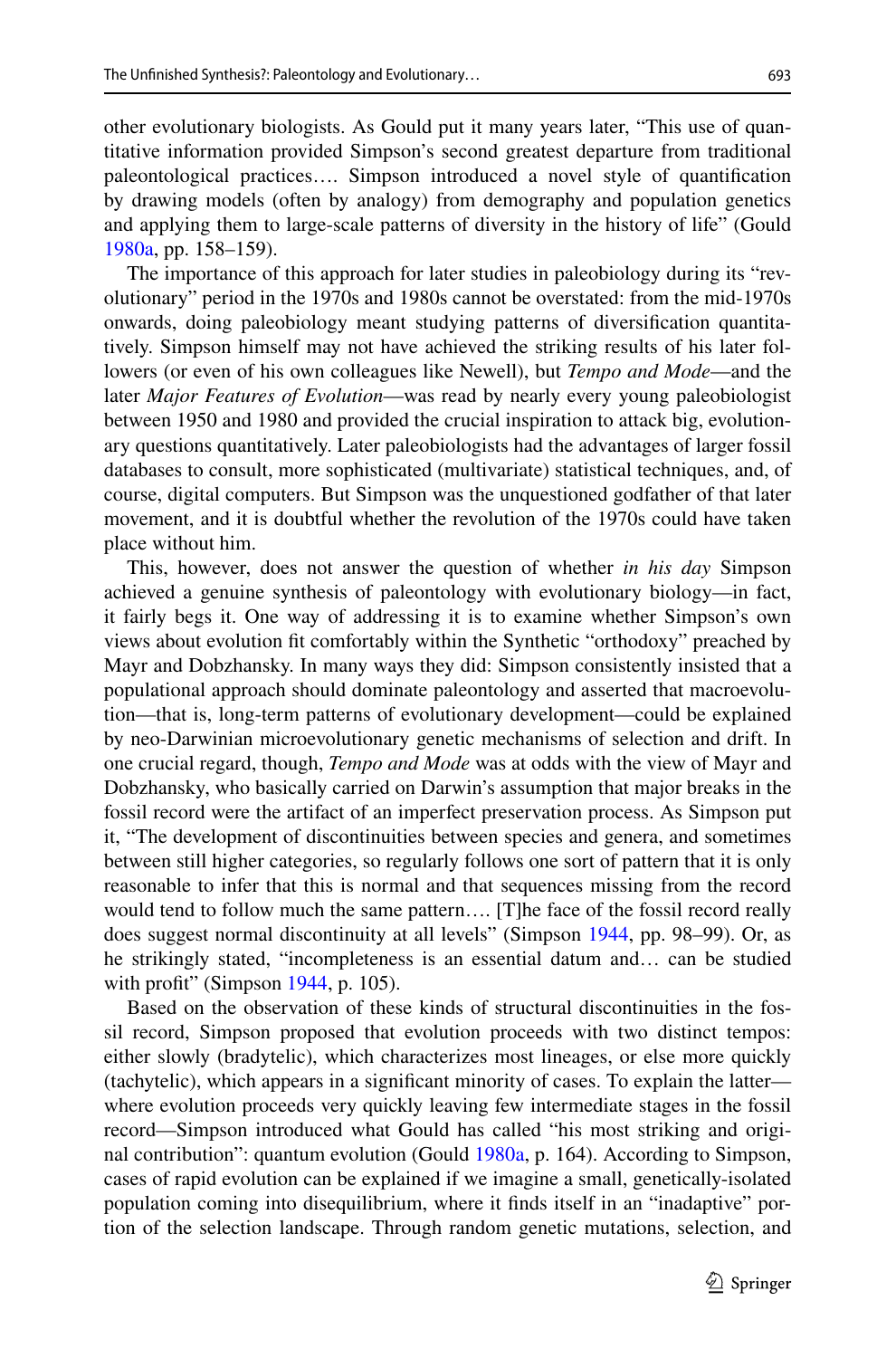other evolutionary biologists. As Gould put it many years later, “This use of quantitative information provided Simpson’s second greatest departure from traditional paleontological practices…. Simpson introduced a novel style of quantification by drawing models (often by analogy) from demography and population genetics and applying them to large-scale patterns of diversity in the history of life” (Gould 1980a, pp. 158–159).

The importance of this approach for later studies in paleobiology during its “revolutionary” period in the 1970s and 1980s cannot be overstated: from the mid-1970s onwards, doing paleobiology meant studying patterns of diversification quantitatively. Simpson himself may not have achieved the striking results of his later followers (or even of his own colleagues like Newell), but *Tempo and Mode*—and the later *Major Features of Evolution*—was read by nearly every young paleobiologist between 1950 and 1980 and provided the crucial inspiration to attack big, evolutionary questions quantitatively. Later paleobiologists had the advantages of larger fossil databases to consult, more sophisticated (multivariate) statistical techniques, and, of course, digital computers. But Simpson was the unquestioned godfather of that later movement, and it is doubtful whether the revolution of the 1970s could have taken place without him.

This, however, does not answer the question of whether *in his day* Simpson achieved a genuine synthesis of paleontology with evolutionary biology—in fact, it fairly begs it. One way of addressing it is to examine whether Simpson’s own views about evolution fit comfortably within the Synthetic “orthodoxy” preached by Mayr and Dobzhansky. In many ways they did: Simpson consistently insisted that a populational approach should dominate paleontology and asserted that macroevolution—that is, long-term patterns of evolutionary development—could be explained by neo-Darwinian microevolutionary genetic mechanisms of selection and drift. In one crucial regard, though, *Tempo and Mode* was at odds with the view of Mayr and Dobzhansky, who basically carried on Darwin’s assumption that major breaks in the fossil record were the artifact of an imperfect preservation process. As Simpson put it, “The development of discontinuities between species and genera, and sometimes between still higher categories, so regularly follows one sort of pattern that it is only reasonable to infer that this is normal and that sequences missing from the record would tend to follow much the same pattern…. [T]he face of the fossil record really does suggest normal discontinuity at all levels” (Simpson 1944, pp. 98–99). Or, as he strikingly stated, “incompleteness is an essential datum and… can be studied with profit” (Simpson 1944, p. 105).

Based on the observation of these kinds of structural discontinuities in the fossil record, Simpson proposed that evolution proceeds with two distinct tempos: either slowly (bradytelic), which characterizes most lineages, or else more quickly (tachytelic), which appears in a significant minority of cases. To explain the latter—where evolution proceeds very quickly leaving few intermediate stages in the fossil record—Simpson introduced what Gould has called “his most striking and original contribution”: quantum evolution (Gould 1980a, p. 164). According to Simpson, cases of rapid evolution can be explained if we imagine a small, genetically-isolated population coming into disequilibrium, where it finds itself in an “inadaptive” portion of the selection landscape. Through random genetic mutations, selection, and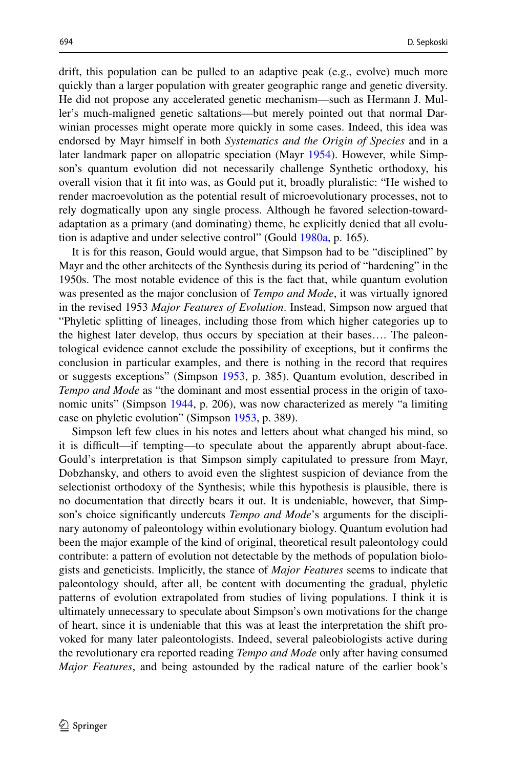drift, this population can be pulled to an adaptive peak (e.g., evolve) much more quickly than a larger population with greater geographic range and genetic diversity. He did not propose any accelerated genetic mechanism—such as Hermann J. Muller's much-maligned genetic saltations—but merely pointed out that normal Darwinian processes might operate more quickly in some cases. Indeed, this idea was endorsed by Mayr himself in both *Systematics and the Origin of Species* and in a later landmark paper on allopatric speciation (Mayr 1954). However, while Simpson's quantum evolution did not necessarily challenge Synthetic orthodoxy, his overall vision that it fit into was, as Gould put it, broadly pluralistic: "He wished to render macroevolution as the potential result of microevolutionary processes, not to rely dogmatically upon any single process. Although he favored selection-toward-adaptation as a primary (and dominating) theme, he explicitly denied that all evolution is adaptive and under selective control" (Gould 1980a, p. 165).

It is for this reason, Gould would argue, that Simpson had to be "disciplined" by Mayr and the other architects of the Synthesis during its period of "hardening" in the 1950s. The most notable evidence of this is the fact that, while quantum evolution was presented as the major conclusion of *Tempo and Mode*, it was virtually ignored in the revised 1953 *Major Features of Evolution*. Instead, Simpson now argued that "Phyletic splitting of lineages, including those from which higher categories up to the highest later develop, thus occurs by speciation at their bases…. The paleontological evidence cannot exclude the possibility of exceptions, but it confirms the conclusion in particular examples, and there is nothing in the record that requires or suggests exceptions" (Simpson 1953, p. 385). Quantum evolution, described in *Tempo and Mode* as "the dominant and most essential process in the origin of taxonomic units" (Simpson 1944, p. 206), was now characterized as merely "a limiting case on phyletic evolution" (Simpson 1953, p. 389).

Simpson left few clues in his notes and letters about what changed his mind, so it is difficult—if tempting—to speculate about the apparently abrupt about-face. Gould's interpretation is that Simpson simply capitulated to pressure from Mayr, Dobzhansky, and others to avoid even the slightest suspicion of deviance from the selectionist orthodoxy of the Synthesis; while this hypothesis is plausible, there is no documentation that directly bears it out. It is undeniable, however, that Simpson's choice significantly undercuts *Tempo and Mode*'s arguments for the disciplinary autonomy of paleontology within evolutionary biology. Quantum evolution had been the major example of the kind of original, theoretical result paleontology could contribute: a pattern of evolution not detectable by the methods of population biologists and geneticists. Implicitly, the stance of *Major Features* seems to indicate that paleontology should, after all, be content with documenting the gradual, phyletic patterns of evolution extrapolated from studies of living populations. I think it is ultimately unnecessary to speculate about Simpson's own motivations for the change of heart, since it is undeniable that this was at least the interpretation the shift provoked for many later paleontologists. Indeed, several paleobiologists active during the revolutionary era reported reading *Tempo and Mode* only after having consumed *Major Features*, and being astounded by the radical nature of the earlier book's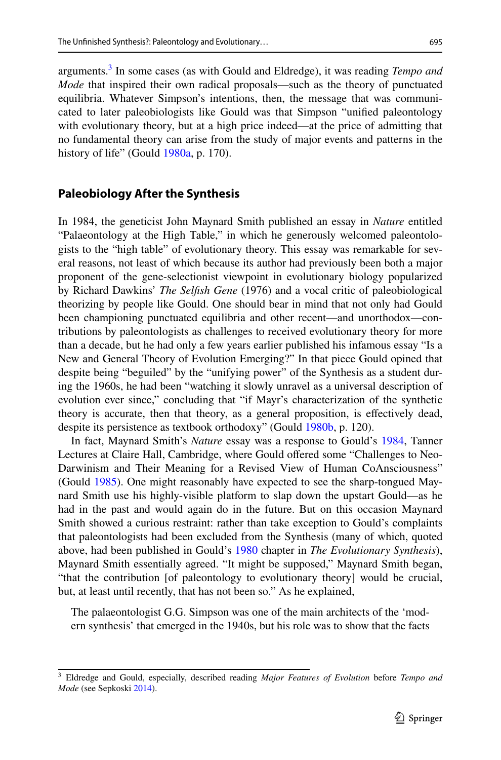arguments.[3] In some cases (as with Gould and Eldredge), it was reading *Tempo and Mode* that inspired their own radical proposals—such as the theory of punctuated equilibria. Whatever Simpson's intentions, then, the message that was communicated to later paleobiologists like Gould was that Simpson "unified paleontology with evolutionary theory, but at a high price indeed—at the price of admitting that no fundamental theory can arise from the study of major events and patterns in the history of life" (Gould 1980a, p. 170).

## Paleobiology After the Synthesis

In 1984, the geneticist John Maynard Smith published an essay in *Nature* entitled "Palaeontology at the High Table," in which he generously welcomed paleontologists to the "high table" of evolutionary theory. This essay was remarkable for several reasons, not least of which because its author had previously been both a major proponent of the gene-selectionist viewpoint in evolutionary biology popularized by Richard Dawkins' *The Selfish Gene* (1976) and a vocal critic of paleobiological theorizing by people like Gould. One should bear in mind that not only had Gould been championing punctuated equilibria and other recent—and unorthodox—contributions by paleontologists as challenges to received evolutionary theory for more than a decade, but he had only a few years earlier published his infamous essay "Is a New and General Theory of Evolution Emerging?" In that piece Gould opined that despite being "beguiled" by the "unifying power" of the Synthesis as a student during the 1960s, he had been "watching it slowly unravel as a universal description of evolution ever since," concluding that "if Mayr's characterization of the synthetic theory is accurate, then that theory, as a general proposition, is effectively dead, despite its persistence as textbook orthodoxy" (Gould 1980b, p. 120).

In fact, Maynard Smith's *Nature* essay was a response to Gould's 1984, Tanner Lectures at Claire Hall, Cambridge, where Gould offered some "Challenges to Neo-Darwinism and Their Meaning for a Revised View of Human CoAnsciousness" (Gould 1985). One might reasonably have expected to see the sharp-tongued Maynard Smith use his highly-visible platform to slap down the upstart Gould—as he had in the past and would again do in the future. But on this occasion Maynard Smith showed a curious restraint: rather than take exception to Gould's complaints that paleontologists had been excluded from the Synthesis (many of which, quoted above, had been published in Gould's 1980 chapter in *The Evolutionary Synthesis*), Maynard Smith essentially agreed. "It might be supposed," Maynard Smith began, "that the contribution [of paleontology to evolutionary theory] would be crucial, but, at least until recently, that has not been so." As he explained,

> The palaeontologist G.G. Simpson was one of the main architects of the 'modern synthesis' that emerged in the 1940s, but his role was to show that the facts

[3] Eldredge and Gould, especially, described reading *Major Features of Evolution* before *Tempo and Mode* (see Sepkoski 2014).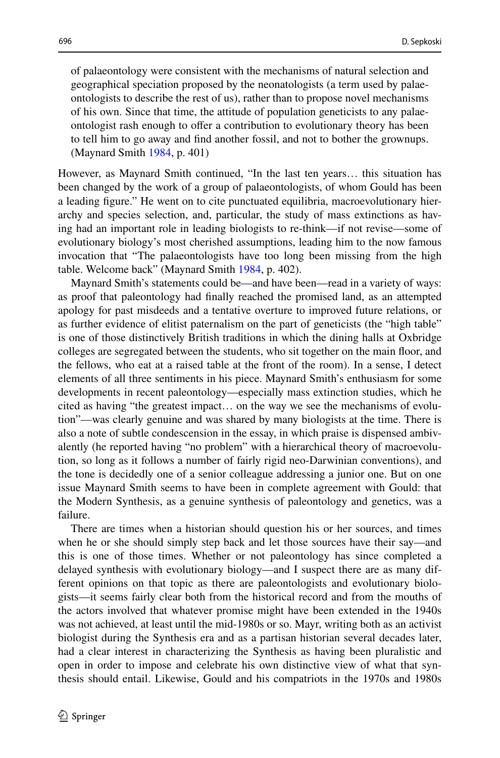of palaeontology were consistent with the mechanisms of natural selection and geographical speciation proposed by the neonatologists (a term used by palaeontologists to describe the rest of us), rather than to propose novel mechanisms of his own. Since that time, the attitude of population geneticists to any palaeontologist rash enough to offer a contribution to evolutionary theory has been to tell him to go away and find another fossil, and not to bother the grownups. (Maynard Smith 1984, p. 401)

However, as Maynard Smith continued, "In the last ten years… this situation has been changed by the work of a group of palaeontologists, of whom Gould has been a leading figure." He went on to cite punctuated equilibria, macroevolutionary hierarchy and species selection, and, particular, the study of mass extinctions as having had an important role in leading biologists to re-think—if not revise—some of evolutionary biology's most cherished assumptions, leading him to the now famous invocation that "The palaeontologists have too long been missing from the high table. Welcome back" (Maynard Smith 1984, p. 402).

Maynard Smith's statements could be—and have been—read in a variety of ways: as proof that paleontology had finally reached the promised land, as an attempted apology for past misdeeds and a tentative overture to improved future relations, or as further evidence of elitist paternalism on the part of geneticists (the "high table" is one of those distinctively British traditions in which the dining halls at Oxbridge colleges are segregated between the students, who sit together on the main floor, and the fellows, who eat at a raised table at the front of the room). In a sense, I detect elements of all three sentiments in his piece. Maynard Smith's enthusiasm for some developments in recent paleontology—especially mass extinction studies, which he cited as having "the greatest impact… on the way we see the mechanisms of evolution"—was clearly genuine and was shared by many biologists at the time. There is also a note of subtle condescension in the essay, in which praise is dispensed ambivalently (he reported having "no problem" with a hierarchical theory of macroevolution, so long as it follows a number of fairly rigid neo-Darwinian conventions), and the tone is decidedly one of a senior colleague addressing a junior one. But on one issue Maynard Smith seems to have been in complete agreement with Gould: that the Modern Synthesis, as a genuine synthesis of paleontology and genetics, was a failure.

There are times when a historian should question his or her sources, and times when he or she should simply step back and let those sources have their say—and this is one of those times. Whether or not paleontology has since completed a delayed synthesis with evolutionary biology—and I suspect there are as many different opinions on that topic as there are paleontologists and evolutionary biologists—it seems fairly clear both from the historical record and from the mouths of the actors involved that whatever promise might have been extended in the 1940s was not achieved, at least until the mid-1980s or so. Mayr, writing both as an activist biologist during the Synthesis era and as a partisan historian several decades later, had a clear interest in characterizing the Synthesis as having been pluralistic and open in order to impose and celebrate his own distinctive view of what that synthesis should entail. Likewise, Gould and his compatriots in the 1970s and 1980s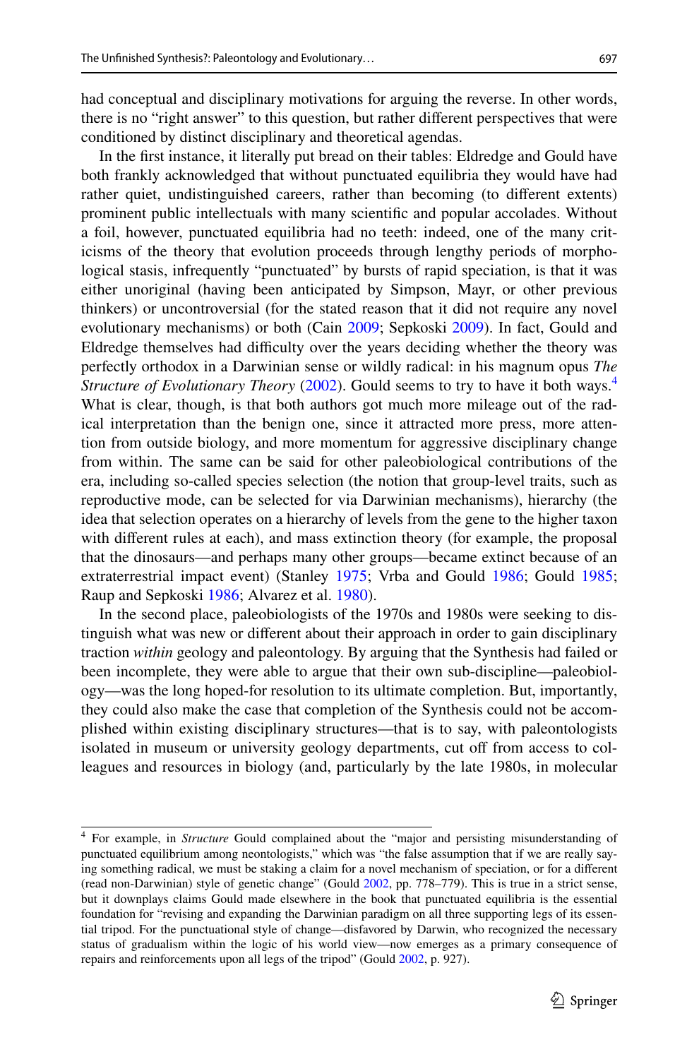had conceptual and disciplinary motivations for arguing the reverse. In other words, there is no "right answer" to this question, but rather different perspectives that were conditioned by distinct disciplinary and theoretical agendas.

In the first instance, it literally put bread on their tables: Eldredge and Gould have both frankly acknowledged that without punctuated equilibria they would have had rather quiet, undistinguished careers, rather than becoming (to different extents) prominent public intellectuals with many scientific and popular accolades. Without a foil, however, punctuated equilibria had no teeth: indeed, one of the many criticisms of the theory that evolution proceeds through lengthy periods of morphological stasis, infrequently "punctuated" by bursts of rapid speciation, is that it was either unoriginal (having been anticipated by Simpson, Mayr, or other previous thinkers) or uncontroversial (for the stated reason that it did not require any novel evolutionary mechanisms) or both (Cain 2009; Sepkoski 2009). In fact, Gould and Eldredge themselves had difficulty over the years deciding whether the theory was perfectly orthodox in a Darwinian sense or wildly radical: in his magnum opus *The Structure of Evolutionary Theory* (2002). Gould seems to try to have it both ways.[4] What is clear, though, is that both authors got much more mileage out of the radical interpretation than the benign one, since it attracted more press, more attention from outside biology, and more momentum for aggressive disciplinary change from within. The same can be said for other paleobiological contributions of the era, including so-called species selection (the notion that group-level traits, such as reproductive mode, can be selected for via Darwinian mechanisms), hierarchy (the idea that selection operates on a hierarchy of levels from the gene to the higher taxon with different rules at each), and mass extinction theory (for example, the proposal that the dinosaurs—and perhaps many other groups—became extinct because of an extraterrestrial impact event) (Stanley 1975; Vrba and Gould 1986; Gould 1985; Raup and Sepkoski 1986; Alvarez et al. 1980).

In the second place, paleobiologists of the 1970s and 1980s were seeking to distinguish what was new or different about their approach in order to gain disciplinary traction *within* geology and paleontology. By arguing that the Synthesis had failed or been incomplete, they were able to argue that their own sub-discipline—paleobiology—was the long hoped-for resolution to its ultimate completion. But, importantly, they could also make the case that completion of the Synthesis could not be accomplished within existing disciplinary structures—that is to say, with paleontologists isolated in museum or university geology departments, cut off from access to colleagues and resources in biology (and, particularly by the late 1980s, in molecular

---

[4] For example, in *Structure* Gould complained about the "major and persisting misunderstanding of punctuated equilibrium among neontologists," which was "the false assumption that if we are really saying something radical, we must be staking a claim for a novel mechanism of speciation, or for a different (read non-Darwinian) style of genetic change" (Gould 2002, pp. 778–779). This is true in a strict sense, but it downplays claims Gould made elsewhere in the book that punctuated equilibria is the essential foundation for "revising and expanding the Darwinian paradigm on all three supporting legs of its essential tripod. For the punctuational style of change—disfavored by Darwin, who recognized the necessary status of gradualism within the logic of his world view—now emerges as a primary consequence of repairs and reinforcements upon all legs of the tripod" (Gould 2002, p. 927).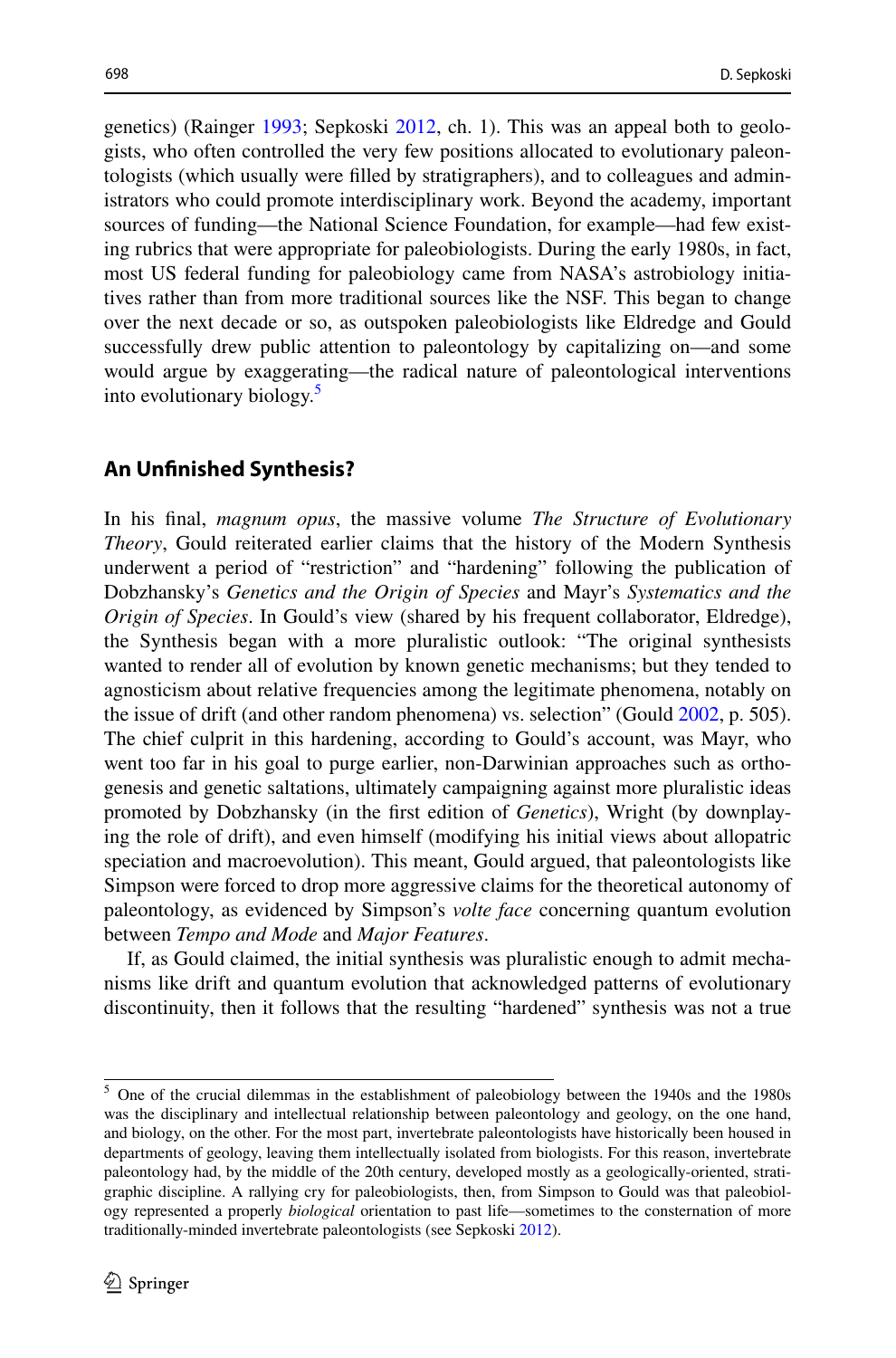genetics) (Rainger 1993; Sepkoski 2012, ch. 1). This was an appeal both to geologists, who often controlled the very few positions allocated to evolutionary paleontologists (which usually were filled by stratigraphers), and to colleagues and administrators who could promote interdisciplinary work. Beyond the academy, important sources of funding—the National Science Foundation, for example—had few existing rubrics that were appropriate for paleobiologists. During the early 1980s, in fact, most US federal funding for paleobiology came from NASA's astrobiology initiatives rather than from more traditional sources like the NSF. This began to change over the next decade or so, as outspoken paleobiologists like Eldredge and Gould successfully drew public attention to paleontology by capitalizing on—and some would argue by exaggerating—the radical nature of paleontological interventions into evolutionary biology.[5]

## An Unfinished Synthesis?

In his final, *magnum opus*, the massive volume *The Structure of Evolutionary Theory*, Gould reiterated earlier claims that the history of the Modern Synthesis underwent a period of "restriction" and "hardening" following the publication of Dobzhansky's *Genetics and the Origin of Species* and Mayr's *Systematics and the Origin of Species*. In Gould's view (shared by his frequent collaborator, Eldredge), the Synthesis began with a more pluralistic outlook: "The original synthesists wanted to render all of evolution by known genetic mechanisms; but they tended to agnosticism about relative frequencies among the legitimate phenomena, notably on the issue of drift (and other random phenomena) vs. selection" (Gould 2002, p. 505). The chief culprit in this hardening, according to Gould's account, was Mayr, who went too far in his goal to purge earlier, non-Darwinian approaches such as orthogenesis and genetic saltations, ultimately campaigning against more pluralistic ideas promoted by Dobzhansky (in the first edition of *Genetics*), Wright (by downplaying the role of drift), and even himself (modifying his initial views about allopatric speciation and macroevolution). This meant, Gould argued, that paleontologists like Simpson were forced to drop more aggressive claims for the theoretical autonomy of paleontology, as evidenced by Simpson's *volte face* concerning quantum evolution between *Tempo and Mode* and *Major Features*.

If, as Gould claimed, the initial synthesis was pluralistic enough to admit mechanisms like drift and quantum evolution that acknowledged patterns of evolutionary discontinuity, then it follows that the resulting "hardened" synthesis was not a true

---

[5] One of the crucial dilemmas in the establishment of paleobiology between the 1940s and the 1980s was the disciplinary and intellectual relationship between paleontology and geology, on the one hand, and biology, on the other. For the most part, invertebrate paleontologists have historically been housed in departments of geology, leaving them intellectually isolated from biologists. For this reason, invertebrate paleontology had, by the middle of the 20th century, developed mostly as a geologically-oriented, stratigraphic discipline. A rallying cry for paleobiologists, then, from Simpson to Gould was that paleobiology represented a properly *biological* orientation to past life—sometimes to the consternation of more traditionally-minded invertebrate paleontologists (see Sepkoski 2012).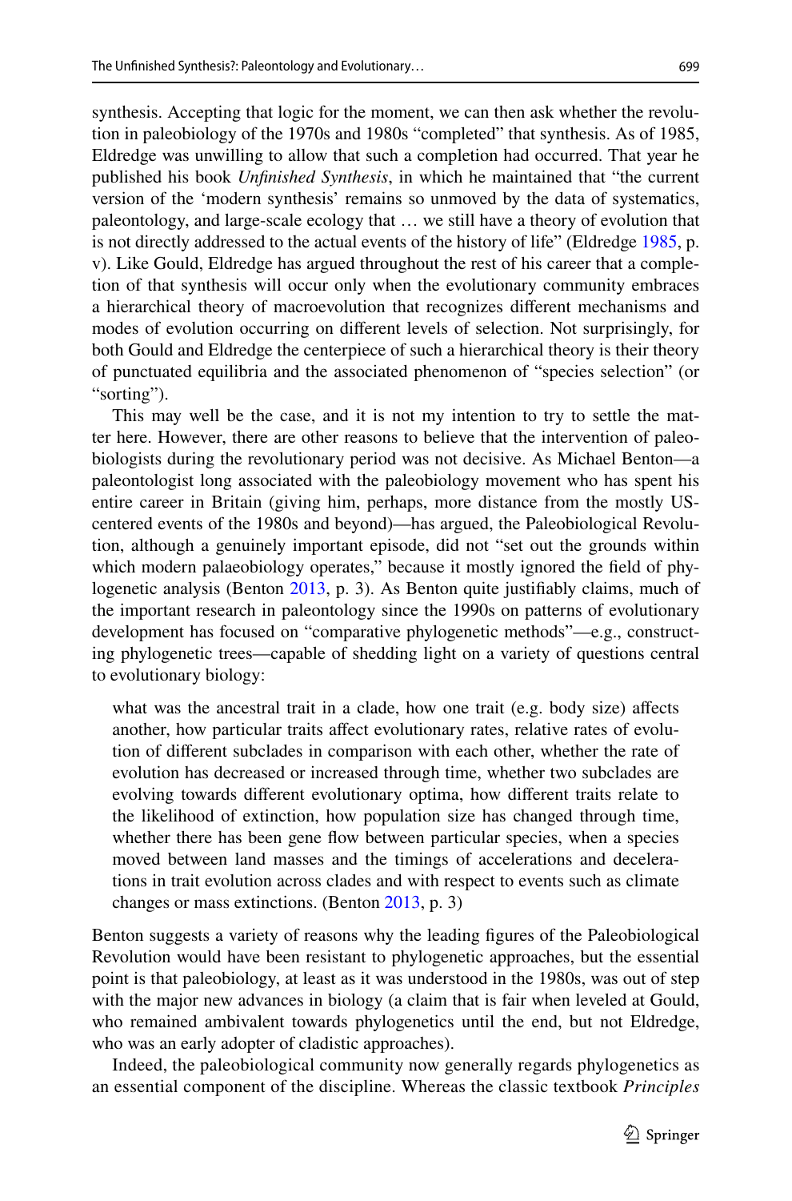synthesis. Accepting that logic for the moment, we can then ask whether the revolution in paleobiology of the 1970s and 1980s "completed" that synthesis. As of 1985, Eldredge was unwilling to allow that such a completion had occurred. That year he published his book *Unfinished Synthesis*, in which he maintained that "the current version of the 'modern synthesis' remains so unmoved by the data of systematics, paleontology, and large-scale ecology that … we still have a theory of evolution that is not directly addressed to the actual events of the history of life" (Eldredge 1985, p. v). Like Gould, Eldredge has argued throughout the rest of his career that a completion of that synthesis will occur only when the evolutionary community embraces a hierarchical theory of macroevolution that recognizes different mechanisms and modes of evolution occurring on different levels of selection. Not surprisingly, for both Gould and Eldredge the centerpiece of such a hierarchical theory is their theory of punctuated equilibria and the associated phenomenon of "species selection" (or "sorting").

This may well be the case, and it is not my intention to try to settle the matter here. However, there are other reasons to believe that the intervention of paleobiologists during the revolutionary period was not decisive. As Michael Benton—a paleontologist long associated with the paleobiology movement who has spent his entire career in Britain (giving him, perhaps, more distance from the mostly US-centered events of the 1980s and beyond)—has argued, the Paleobiological Revolution, although a genuinely important episode, did not "set out the grounds within which modern palaeobiology operates," because it mostly ignored the field of phylogenetic analysis (Benton 2013, p. 3). As Benton quite justifiably claims, much of the important research in paleontology since the 1990s on patterns of evolutionary development has focused on "comparative phylogenetic methods"—e.g., constructing phylogenetic trees—capable of shedding light on a variety of questions central to evolutionary biology:

> what was the ancestral trait in a clade, how one trait (e.g. body size) affects another, how particular traits affect evolutionary rates, relative rates of evolution of different subclades in comparison with each other, whether the rate of evolution has decreased or increased through time, whether two subclades are evolving towards different evolutionary optima, how different traits relate to the likelihood of extinction, how population size has changed through time, whether there has been gene flow between particular species, when a species moved between land masses and the timings of accelerations and decelerations in trait evolution across clades and with respect to events such as climate changes or mass extinctions. (Benton 2013, p. 3)

Benton suggests a variety of reasons why the leading figures of the Paleobiological Revolution would have been resistant to phylogenetic approaches, but the essential point is that paleobiology, at least as it was understood in the 1980s, was out of step with the major new advances in biology (a claim that is fair when leveled at Gould, who remained ambivalent towards phylogenetics until the end, but not Eldredge, who was an early adopter of cladistic approaches).

Indeed, the paleobiological community now generally regards phylogenetics as an essential component of the discipline. Whereas the classic textbook *Principles*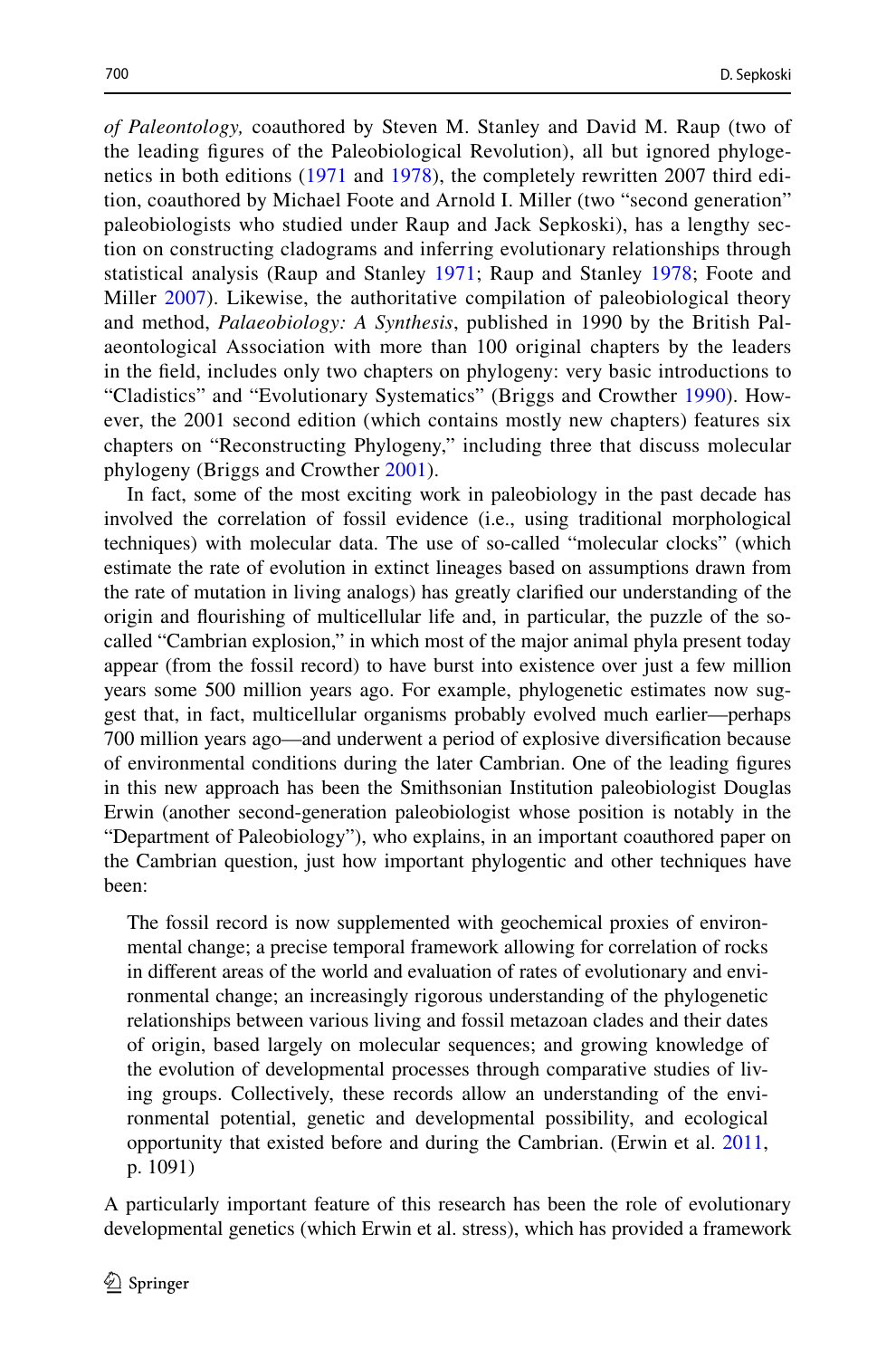*of Paleontology,* coauthored by Steven M. Stanley and David M. Raup (two of the leading figures of the Paleobiological Revolution), all but ignored phylogenetics in both editions (1971 and 1978), the completely rewritten 2007 third edition, coauthored by Michael Foote and Arnold I. Miller (two "second generation" paleobiologists who studied under Raup and Jack Sepkoski), has a lengthy section on constructing cladograms and inferring evolutionary relationships through statistical analysis (Raup and Stanley 1971; Raup and Stanley 1978; Foote and Miller 2007). Likewise, the authoritative compilation of paleobiological theory and method, *Palaeobiology: A Synthesis*, published in 1990 by the British Palaeontological Association with more than 100 original chapters by the leaders in the field, includes only two chapters on phylogeny: very basic introductions to "Cladistics" and "Evolutionary Systematics" (Briggs and Crowther 1990). However, the 2001 second edition (which contains mostly new chapters) features six chapters on "Reconstructing Phylogeny," including three that discuss molecular phylogeny (Briggs and Crowther 2001).

In fact, some of the most exciting work in paleobiology in the past decade has involved the correlation of fossil evidence (i.e., using traditional morphological techniques) with molecular data. The use of so-called "molecular clocks" (which estimate the rate of evolution in extinct lineages based on assumptions drawn from the rate of mutation in living analogs) has greatly clarified our understanding of the origin and flourishing of multicellular life and, in particular, the puzzle of the so-called "Cambrian explosion," in which most of the major animal phyla present today appear (from the fossil record) to have burst into existence over just a few million years some 500 million years ago. For example, phylogenetic estimates now suggest that, in fact, multicellular organisms probably evolved much earlier—perhaps 700 million years ago—and underwent a period of explosive diversification because of environmental conditions during the later Cambrian. One of the leading figures in this new approach has been the Smithsonian Institution paleobiologist Douglas Erwin (another second-generation paleobiologist whose position is notably in the "Department of Paleobiology"), who explains, in an important coauthored paper on the Cambrian question, just how important phylogentic and other techniques have been:

> The fossil record is now supplemented with geochemical proxies of environmental change; a precise temporal framework allowing for correlation of rocks in different areas of the world and evaluation of rates of evolutionary and environmental change; an increasingly rigorous understanding of the phylogenetic relationships between various living and fossil metazoan clades and their dates of origin, based largely on molecular sequences; and growing knowledge of the evolution of developmental processes through comparative studies of living groups. Collectively, these records allow an understanding of the environmental potential, genetic and developmental possibility, and ecological opportunity that existed before and during the Cambrian. (Erwin et al. 2011, p. 1091)

A particularly important feature of this research has been the role of evolutionary developmental genetics (which Erwin et al. stress), which has provided a framework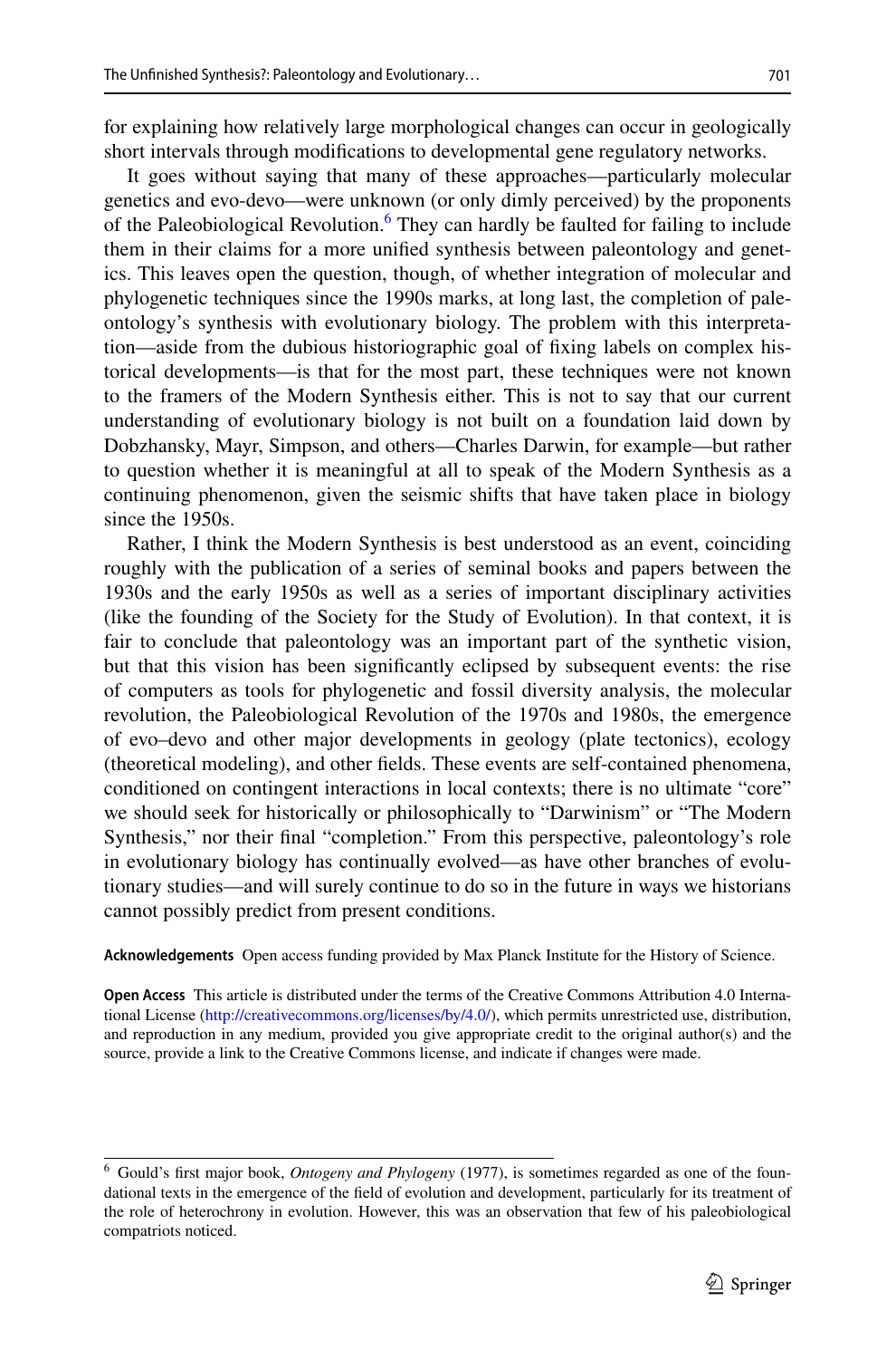for explaining how relatively large morphological changes can occur in geologically short intervals through modifications to developmental gene regulatory networks.

It goes without saying that many of these approaches—particularly molecular genetics and evo-devo—were unknown (or only dimly perceived) by the proponents of the Paleobiological Revolution.[6] They can hardly be faulted for failing to include them in their claims for a more unified synthesis between paleontology and genetics. This leaves open the question, though, of whether integration of molecular and phylogenetic techniques since the 1990s marks, at long last, the completion of paleontology's synthesis with evolutionary biology. The problem with this interpretation—aside from the dubious historiographic goal of fixing labels on complex historical developments—is that for the most part, these techniques were not known to the framers of the Modern Synthesis either. This is not to say that our current understanding of evolutionary biology is not built on a foundation laid down by Dobzhansky, Mayr, Simpson, and others—Charles Darwin, for example—but rather to question whether it is meaningful at all to speak of the Modern Synthesis as a continuing phenomenon, given the seismic shifts that have taken place in biology since the 1950s.

Rather, I think the Modern Synthesis is best understood as an event, coinciding roughly with the publication of a series of seminal books and papers between the 1930s and the early 1950s as well as a series of important disciplinary activities (like the founding of the Society for the Study of Evolution). In that context, it is fair to conclude that paleontology was an important part of the synthetic vision, but that this vision has been significantly eclipsed by subsequent events: the rise of computers as tools for phylogenetic and fossil diversity analysis, the molecular revolution, the Paleobiological Revolution of the 1970s and 1980s, the emergence of evo–devo and other major developments in geology (plate tectonics), ecology (theoretical modeling), and other fields. These events are self-contained phenomena, conditioned on contingent interactions in local contexts; there is no ultimate "core" we should seek for historically or philosophically to "Darwinism" or "The Modern Synthesis," nor their final "completion." From this perspective, paleontology's role in evolutionary biology has continually evolved—as have other branches of evolutionary studies—and will surely continue to do so in the future in ways we historians cannot possibly predict from present conditions.

**Acknowledgements** Open access funding provided by Max Planck Institute for the History of Science.

**Open Access** This article is distributed under the terms of the Creative Commons Attribution 4.0 International License (http://creativecommons.org/licenses/by/4.0/), which permits unrestricted use, distribution, and reproduction in any medium, provided you give appropriate credit to the original author(s) and the source, provide a link to the Creative Commons license, and indicate if changes were made.

---

[6] Gould's first major book, *Ontogeny and Phylogeny* (1977), is sometimes regarded as one of the foundational texts in the emergence of the field of evolution and development, particularly for its treatment of the role of heterochrony in evolution. However, this was an observation that few of his paleobiological compatriots noticed.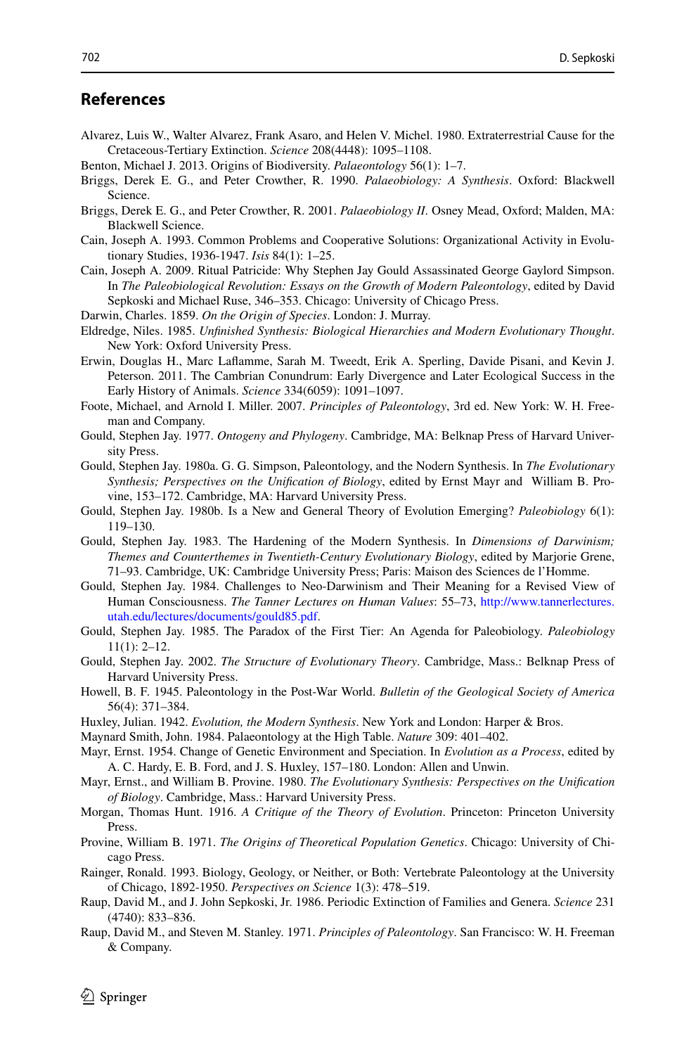## References

Alvarez, Luis W., Walter Alvarez, Frank Asaro, and Helen V. Michel. 1980. Extraterrestrial Cause for the Cretaceous-Tertiary Extinction. *Science* 208(4448): 1095–1108.

Benton, Michael J. 2013. Origins of Biodiversity. *Palaeontology* 56(1): 1–7.

Briggs, Derek E. G., and Peter Crowther, R. 1990. *Palaeobiology: A Synthesis*. Oxford: Blackwell Science.

Briggs, Derek E. G., and Peter Crowther, R. 2001. *Palaeobiology II*. Osney Mead, Oxford; Malden, MA: Blackwell Science.

Cain, Joseph A. 1993. Common Problems and Cooperative Solutions: Organizational Activity in Evolutionary Studies, 1936-1947. *Isis* 84(1): 1–25.

Cain, Joseph A. 2009. Ritual Patricide: Why Stephen Jay Gould Assassinated George Gaylord Simpson. In *The Paleobiological Revolution: Essays on the Growth of Modern Paleontology*, edited by David Sepkoski and Michael Ruse, 346–353. Chicago: University of Chicago Press.

Darwin, Charles. 1859. *On the Origin of Species*. London: J. Murray.

Eldredge, Niles. 1985. *Unfinished Synthesis: Biological Hierarchies and Modern Evolutionary Thought*. New York: Oxford University Press.

Erwin, Douglas H., Marc Laflamme, Sarah M. Tweedt, Erik A. Sperling, Davide Pisani, and Kevin J. Peterson. 2011. The Cambrian Conundrum: Early Divergence and Later Ecological Success in the Early History of Animals. *Science* 334(6059): 1091–1097.

Foote, Michael, and Arnold I. Miller. 2007. *Principles of Paleontology*, 3rd ed. New York: W. H. Freeman and Company.

Gould, Stephen Jay. 1977. *Ontogeny and Phylogeny*. Cambridge, MA: Belknap Press of Harvard University Press.

Gould, Stephen Jay. 1980a. G. G. Simpson, Paleontology, and the Nodern Synthesis. In *The Evolutionary Synthesis; Perspectives on the Unification of Biology*, edited by Ernst Mayr and William B. Provine, 153–172. Cambridge, MA: Harvard University Press.

Gould, Stephen Jay. 1980b. Is a New and General Theory of Evolution Emerging? *Paleobiology* 6(1): 119–130.

Gould, Stephen Jay. 1983. The Hardening of the Modern Synthesis. In *Dimensions of Darwinism; Themes and Counterthemes in Twentieth-Century Evolutionary Biology*, edited by Marjorie Grene, 71–93. Cambridge, UK: Cambridge University Press; Paris: Maison des Sciences de l'Homme.

Gould, Stephen Jay. 1984. Challenges to Neo-Darwinism and Their Meaning for a Revised View of Human Consciousness. *The Tanner Lectures on Human Values*: 55–73, http://www.tannerlectures.utah.edu/lectures/documents/gould85.pdf.

Gould, Stephen Jay. 1985. The Paradox of the First Tier: An Agenda for Paleobiology. *Paleobiology* 11(1): 2–12.

Gould, Stephen Jay. 2002. *The Structure of Evolutionary Theory*. Cambridge, Mass.: Belknap Press of Harvard University Press.

Howell, B. F. 1945. Paleontology in the Post-War World. *Bulletin of the Geological Society of America* 56(4): 371–384.

Huxley, Julian. 1942. *Evolution, the Modern Synthesis*. New York and London: Harper & Bros.

Maynard Smith, John. 1984. Palaeontology at the High Table. *Nature* 309: 401–402.

Mayr, Ernst. 1954. Change of Genetic Environment and Speciation. In *Evolution as a Process*, edited by A. C. Hardy, E. B. Ford, and J. S. Huxley, 157–180. London: Allen and Unwin.

Mayr, Ernst., and William B. Provine. 1980. *The Evolutionary Synthesis: Perspectives on the Unification of Biology*. Cambridge, Mass.: Harvard University Press.

Morgan, Thomas Hunt. 1916. *A Critique of the Theory of Evolution*. Princeton: Princeton University Press.

Provine, William B. 1971. *The Origins of Theoretical Population Genetics*. Chicago: University of Chicago Press.

Rainger, Ronald. 1993. Biology, Geology, or Neither, or Both: Vertebrate Paleontology at the University of Chicago, 1892-1950. *Perspectives on Science* 1(3): 478–519.

Raup, David M., and J. John Sepkoski, Jr. 1986. Periodic Extinction of Families and Genera. *Science* 231 (4740): 833–836.

Raup, David M., and Steven M. Stanley. 1971. *Principles of Paleontology*. San Francisco: W. H. Freeman & Company.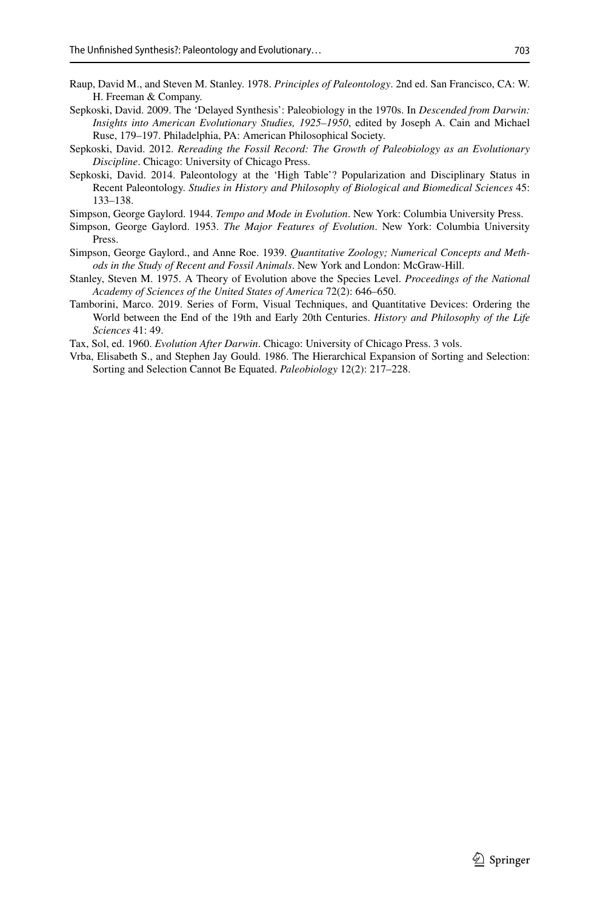Raup, David M., and Steven M. Stanley. 1978. *Principles of Paleontology*. 2nd ed. San Francisco, CA: W. H. Freeman & Company.

Sepkoski, David. 2009. The 'Delayed Synthesis': Paleobiology in the 1970s. In *Descended from Darwin: Insights into American Evolutionary Studies, 1925–1950*, edited by Joseph A. Cain and Michael Ruse, 179–197. Philadelphia, PA: American Philosophical Society.

Sepkoski, David. 2012. *Rereading the Fossil Record: The Growth of Paleobiology as an Evolutionary Discipline*. Chicago: University of Chicago Press.

Sepkoski, David. 2014. Paleontology at the 'High Table'? Popularization and Disciplinary Status in Recent Paleontology. *Studies in History and Philosophy of Biological and Biomedical Sciences* 45: 133–138.

Simpson, George Gaylord. 1944. *Tempo and Mode in Evolution*. New York: Columbia University Press.

Simpson, George Gaylord. 1953. *The Major Features of Evolution*. New York: Columbia University Press.

Simpson, George Gaylord., and Anne Roe. 1939. *Quantitative Zoology; Numerical Concepts and Methods in the Study of Recent and Fossil Animals*. New York and London: McGraw-Hill.

Stanley, Steven M. 1975. A Theory of Evolution above the Species Level. *Proceedings of the National Academy of Sciences of the United States of America* 72(2): 646–650.

Tamborini, Marco. 2019. Series of Form, Visual Techniques, and Quantitative Devices: Ordering the World between the End of the 19th and Early 20th Centuries. *History and Philosophy of the Life Sciences* 41: 49.

Tax, Sol, ed. 1960. *Evolution After Darwin*. Chicago: University of Chicago Press. 3 vols.

Vrba, Elisabeth S., and Stephen Jay Gould. 1986. The Hierarchical Expansion of Sorting and Selection: Sorting and Selection Cannot Be Equated. *Paleobiology* 12(2): 217–228.